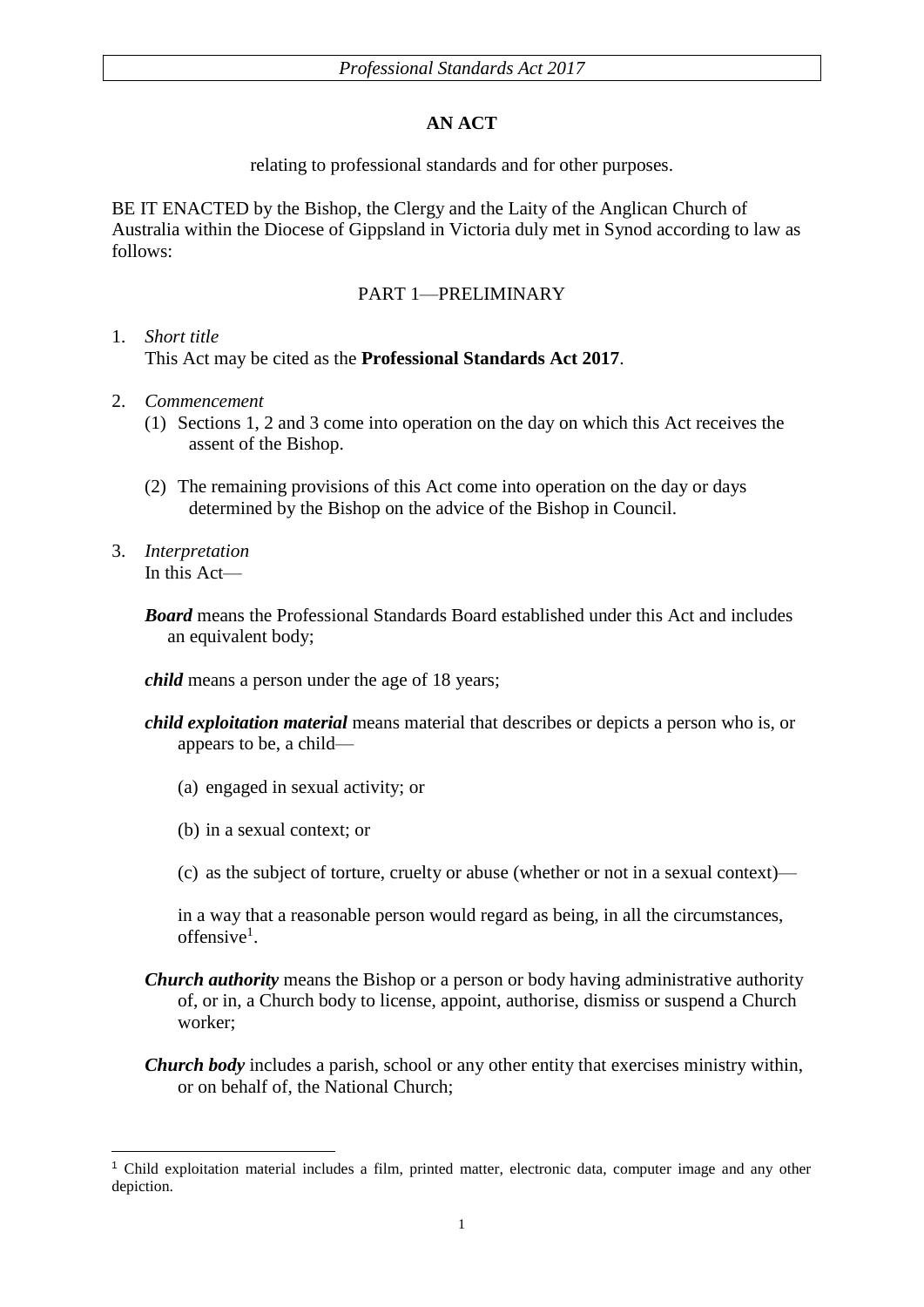# AN ACT

relating to professional standards and for other purposes.

BE IT ENACTED by the Bishop, the Clergy and the Laity of the Anglican Church of Australia within the Diocese of Gippsland in Victoria duly met in Synod according to law as follows:

## PART 1—PRELIMINARY

1. *Short title*
   This Act may be cited as the **Professional Standards Act 2017**.

2. *Commencement*
   (1) Sections 1, 2 and 3 come into operation on the day on which this Act receives the assent of the Bishop.

   (2) The remaining provisions of this Act come into operation on the day or days determined by the Bishop on the advice of the Bishop in Council.

3. *Interpretation*
   In this Act—

   ***Board*** means the Professional Standards Board established under this Act and includes an equivalent body;

   ***child*** means a person under the age of 18 years;

   ***child exploitation material*** means material that describes or depicts a person who is, or appears to be, a child—

   (a) engaged in sexual activity; or

   (b) in a sexual context; or

   (c) as the subject of torture, cruelty or abuse (whether or not in a sexual context)—

   in a way that a reasonable person would regard as being, in all the circumstances, offensive[1].

   ***Church authority*** means the Bishop or a person or body having administrative authority of, or in, a Church body to license, appoint, authorise, dismiss or suspend a Church worker;

   ***Church body*** includes a parish, school or any other entity that exercises ministry within, or on behalf of, the National Church;

[1] Child exploitation material includes a film, printed matter, electronic data, computer image and any other depiction.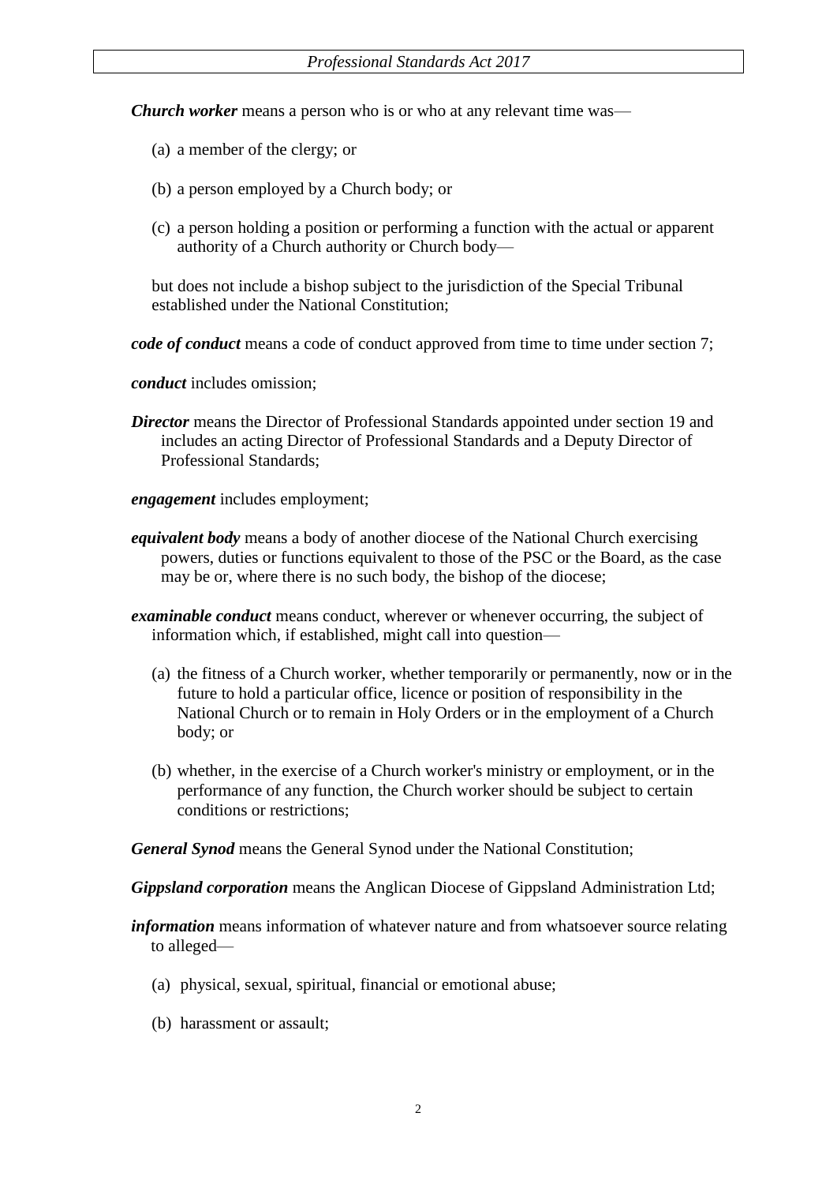***Church worker*** means a person who is or who at any relevant time was—

(a) a member of the clergy; or

(b) a person employed by a Church body; or

(c) a person holding a position or performing a function with the actual or apparent authority of a Church authority or Church body—

but does not include a bishop subject to the jurisdiction of the Special Tribunal established under the National Constitution;

***code of conduct*** means a code of conduct approved from time to time under section 7;

***conduct*** includes omission;

***Director*** means the Director of Professional Standards appointed under section 19 and includes an acting Director of Professional Standards and a Deputy Director of Professional Standards;

***engagement*** includes employment;

***equivalent body*** means a body of another diocese of the National Church exercising powers, duties or functions equivalent to those of the PSC or the Board, as the case may be or, where there is no such body, the bishop of the diocese;

***examinable conduct*** means conduct, wherever or whenever occurring, the subject of information which, if established, might call into question—

(a) the fitness of a Church worker, whether temporarily or permanently, now or in the future to hold a particular office, licence or position of responsibility in the National Church or to remain in Holy Orders or in the employment of a Church body; or

(b) whether, in the exercise of a Church worker's ministry or employment, or in the performance of any function, the Church worker should be subject to certain conditions or restrictions;

***General Synod*** means the General Synod under the National Constitution;

***Gippsland corporation*** means the Anglican Diocese of Gippsland Administration Ltd;

***information*** means information of whatever nature and from whatsoever source relating to alleged—

(a) physical, sexual, spiritual, financial or emotional abuse;

(b) harassment or assault;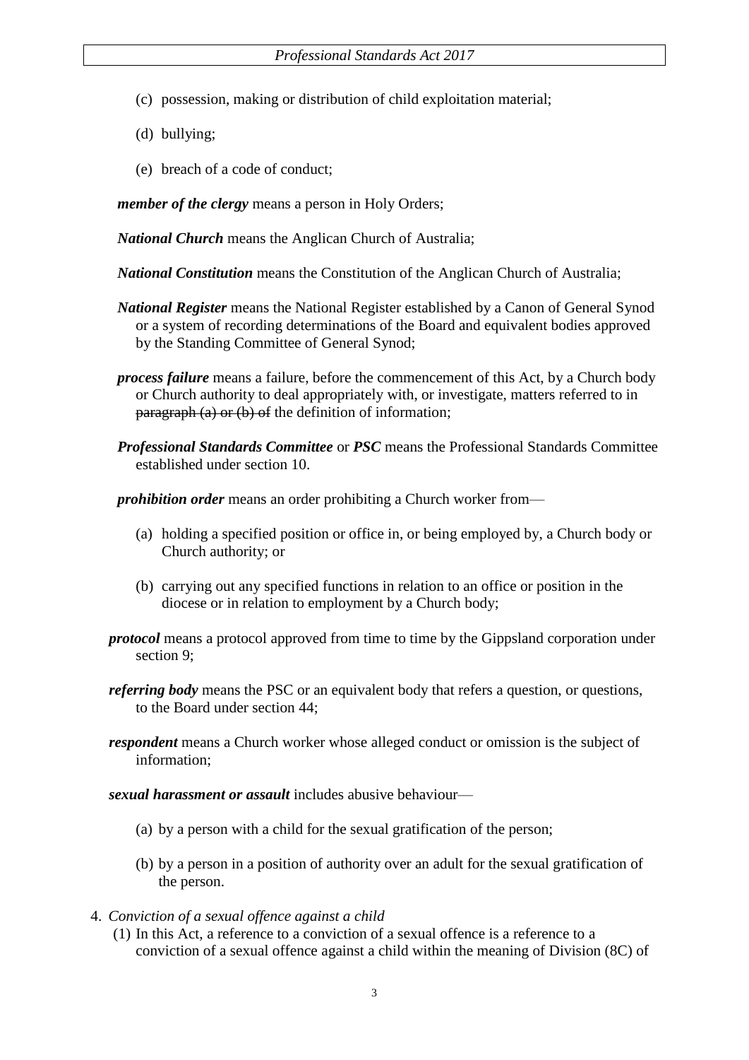(c) possession, making or distribution of child exploitation material;

(d) bullying;

(e) breach of a code of conduct;

***member of the clergy*** means a person in Holy Orders;

***National Church*** means the Anglican Church of Australia;

***National Constitution*** means the Constitution of the Anglican Church of Australia;

***National Register*** means the National Register established by a Canon of General Synod or a system of recording determinations of the Board and equivalent bodies approved by the Standing Committee of General Synod;

***process failure*** means a failure, before the commencement of this Act, by a Church body or Church authority to deal appropriately with, or investigate, matters referred to in ~~paragraph (a) or (b) of~~ the definition of information;

***Professional Standards Committee*** or ***PSC*** means the Professional Standards Committee established under section 10.

***prohibition order*** means an order prohibiting a Church worker from—

(a) holding a specified position or office in, or being employed by, a Church body or Church authority; or

(b) carrying out any specified functions in relation to an office or position in the diocese or in relation to employment by a Church body;

***protocol*** means a protocol approved from time to time by the Gippsland corporation under section 9;

***referring body*** means the PSC or an equivalent body that refers a question, or questions, to the Board under section 44;

***respondent*** means a Church worker whose alleged conduct or omission is the subject of information;

***sexual harassment or assault*** includes abusive behaviour—

(a) by a person with a child for the sexual gratification of the person;

(b) by a person in a position of authority over an adult for the sexual gratification of the person.

4. *Conviction of a sexual offence against a child*

(1) In this Act, a reference to a conviction of a sexual offence is a reference to a conviction of a sexual offence against a child within the meaning of Division (8C) of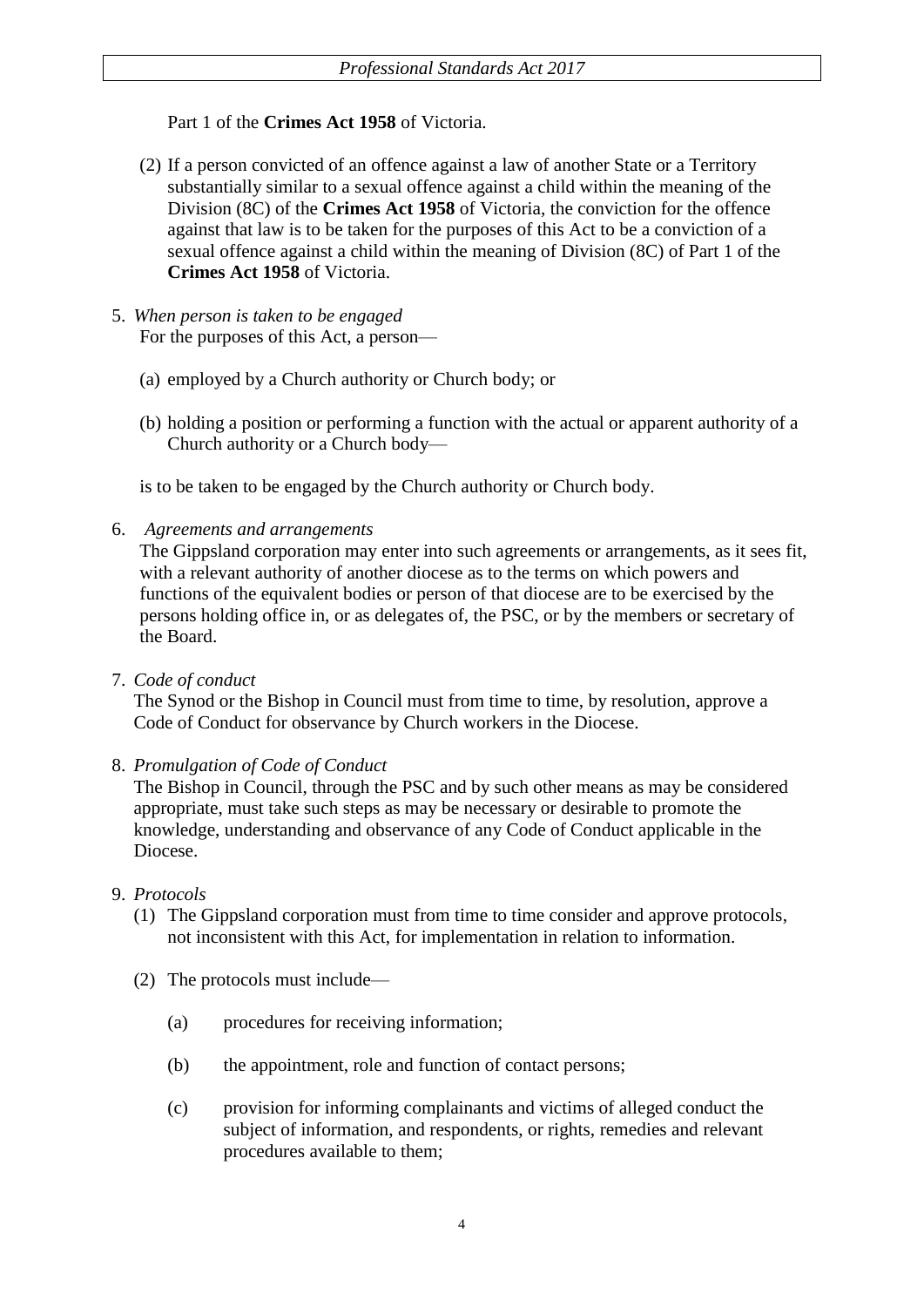Part 1 of the **Crimes Act 1958** of Victoria.

(2) If a person convicted of an offence against a law of another State or a Territory substantially similar to a sexual offence against a child within the meaning of the Division (8C) of the **Crimes Act 1958** of Victoria, the conviction for the offence against that law is to be taken for the purposes of this Act to be a conviction of a sexual offence against a child within the meaning of Division (8C) of Part 1 of the **Crimes Act 1958** of Victoria.

5. *When person is taken to be engaged*

For the purposes of this Act, a person—

(a) employed by a Church authority or Church body; or

(b) holding a position or performing a function with the actual or apparent authority of a Church authority or a Church body—

is to be taken to be engaged by the Church authority or Church body.

6. *Agreements and arrangements*

The Gippsland corporation may enter into such agreements or arrangements, as it sees fit, with a relevant authority of another diocese as to the terms on which powers and functions of the equivalent bodies or person of that diocese are to be exercised by the persons holding office in, or as delegates of, the PSC, or by the members or secretary of the Board.

7. *Code of conduct*

The Synod or the Bishop in Council must from time to time, by resolution, approve a Code of Conduct for observance by Church workers in the Diocese.

8. *Promulgation of Code of Conduct*

The Bishop in Council, through the PSC and by such other means as may be considered appropriate, must take such steps as may be necessary or desirable to promote the knowledge, understanding and observance of any Code of Conduct applicable in the Diocese.

9. *Protocols*

(1) The Gippsland corporation must from time to time consider and approve protocols, not inconsistent with this Act, for implementation in relation to information.

(2) The protocols must include—

(a) procedures for receiving information;

(b) the appointment, role and function of contact persons;

(c) provision for informing complainants and victims of alleged conduct the subject of information, and respondents, or rights, remedies and relevant procedures available to them;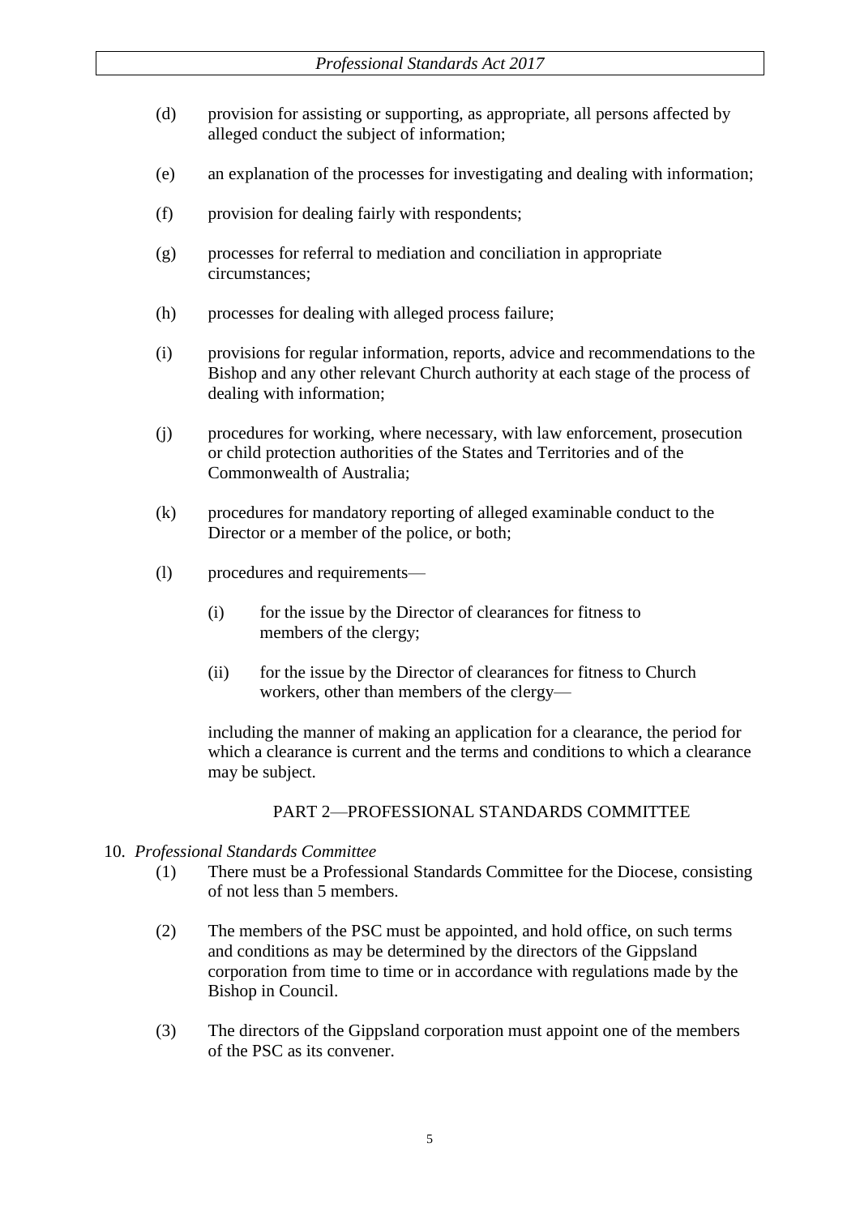(d) provision for assisting or supporting, as appropriate, all persons affected by alleged conduct the subject of information;

(e) an explanation of the processes for investigating and dealing with information;

(f) provision for dealing fairly with respondents;

(g) processes for referral to mediation and conciliation in appropriate circumstances;

(h) processes for dealing with alleged process failure;

(i) provisions for regular information, reports, advice and recommendations to the Bishop and any other relevant Church authority at each stage of the process of dealing with information;

(j) procedures for working, where necessary, with law enforcement, prosecution or child protection authorities of the States and Territories and of the Commonwealth of Australia;

(k) procedures for mandatory reporting of alleged examinable conduct to the Director or a member of the police, or both;

(l) procedures and requirements—

(i) for the issue by the Director of clearances for fitness to members of the clergy;

(ii) for the issue by the Director of clearances for fitness to Church workers, other than members of the clergy—

including the manner of making an application for a clearance, the period for which a clearance is current and the terms and conditions to which a clearance may be subject.

## PART 2—PROFESSIONAL STANDARDS COMMITTEE

10. *Professional Standards Committee*

(1) There must be a Professional Standards Committee for the Diocese, consisting of not less than 5 members.

(2) The members of the PSC must be appointed, and hold office, on such terms and conditions as may be determined by the directors of the Gippsland corporation from time to time or in accordance with regulations made by the Bishop in Council.

(3) The directors of the Gippsland corporation must appoint one of the members of the PSC as its convener.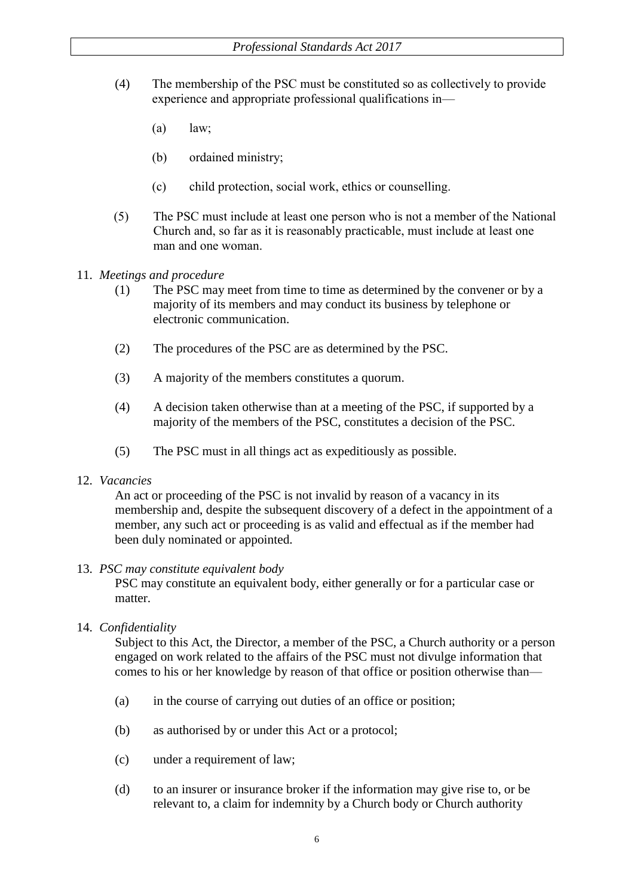(4) The membership of the PSC must be constituted so as collectively to provide experience and appropriate professional qualifications in—

(a) law;

(b) ordained ministry;

(c) child protection, social work, ethics or counselling.

(5) The PSC must include at least one person who is not a member of the National Church and, so far as it is reasonably practicable, must include at least one man and one woman.

11. *Meetings and procedure*

(1) The PSC may meet from time to time as determined by the convener or by a majority of its members and may conduct its business by telephone or electronic communication.

(2) The procedures of the PSC are as determined by the PSC.

(3) A majority of the members constitutes a quorum.

(4) A decision taken otherwise than at a meeting of the PSC, if supported by a majority of the members of the PSC, constitutes a decision of the PSC.

(5) The PSC must in all things act as expeditiously as possible.

12. *Vacancies*

An act or proceeding of the PSC is not invalid by reason of a vacancy in its membership and, despite the subsequent discovery of a defect in the appointment of a member, any such act or proceeding is as valid and effectual as if the member had been duly nominated or appointed.

13. *PSC may constitute equivalent body*

PSC may constitute an equivalent body, either generally or for a particular case or matter.

14. *Confidentiality*

Subject to this Act, the Director, a member of the PSC, a Church authority or a person engaged on work related to the affairs of the PSC must not divulge information that comes to his or her knowledge by reason of that office or position otherwise than—

(a) in the course of carrying out duties of an office or position;

(b) as authorised by or under this Act or a protocol;

(c) under a requirement of law;

(d) to an insurer or insurance broker if the information may give rise to, or be relevant to, a claim for indemnity by a Church body or Church authority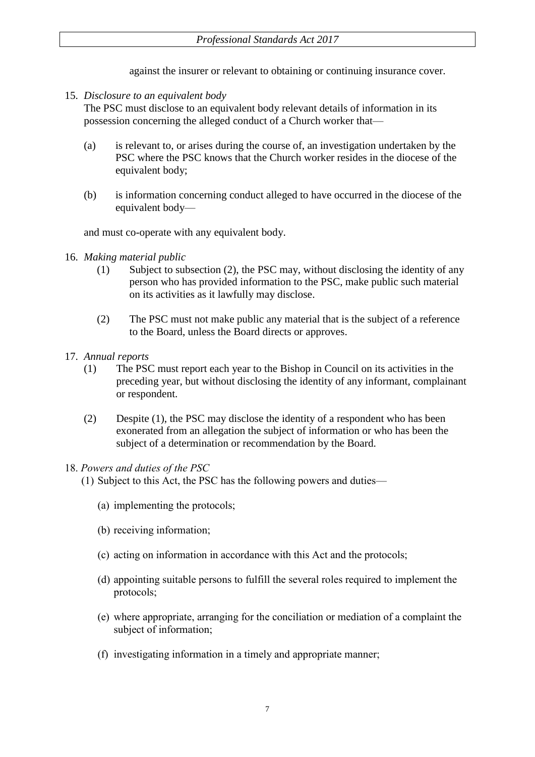against the insurer or relevant to obtaining or continuing insurance cover.

15. *Disclosure to an equivalent body*

The PSC must disclose to an equivalent body relevant details of information in its possession concerning the alleged conduct of a Church worker that—

(a) is relevant to, or arises during the course of, an investigation undertaken by the PSC where the PSC knows that the Church worker resides in the diocese of the equivalent body;

(b) is information concerning conduct alleged to have occurred in the diocese of the equivalent body—

and must co-operate with any equivalent body.

16. *Making material public*

(1) Subject to subsection (2), the PSC may, without disclosing the identity of any person who has provided information to the PSC, make public such material on its activities as it lawfully may disclose.

(2) The PSC must not make public any material that is the subject of a reference to the Board, unless the Board directs or approves.

17. *Annual reports*

(1) The PSC must report each year to the Bishop in Council on its activities in the preceding year, but without disclosing the identity of any informant, complainant or respondent.

(2) Despite (1), the PSC may disclose the identity of a respondent who has been exonerated from an allegation the subject of information or who has been the subject of a determination or recommendation by the Board.

18. *Powers and duties of the PSC*

(1) Subject to this Act, the PSC has the following powers and duties—

(a) implementing the protocols;

(b) receiving information;

(c) acting on information in accordance with this Act and the protocols;

(d) appointing suitable persons to fulfill the several roles required to implement the protocols;

(e) where appropriate, arranging for the conciliation or mediation of a complaint the subject of information;

(f) investigating information in a timely and appropriate manner;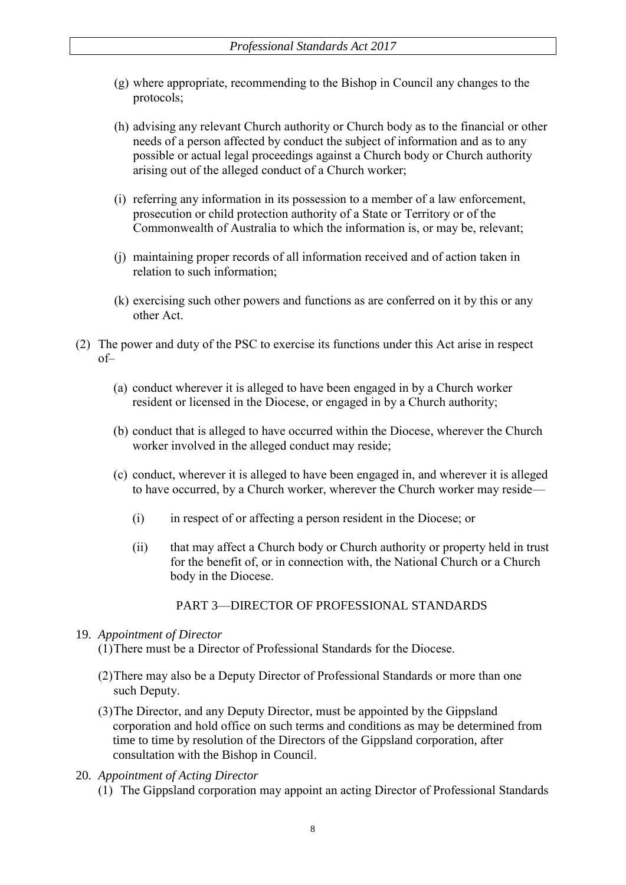(g) where appropriate, recommending to the Bishop in Council any changes to the protocols;

(h) advising any relevant Church authority or Church body as to the financial or other needs of a person affected by conduct the subject of information and as to any possible or actual legal proceedings against a Church body or Church authority arising out of the alleged conduct of a Church worker;

(i) referring any information in its possession to a member of a law enforcement, prosecution or child protection authority of a State or Territory or of the Commonwealth of Australia to which the information is, or may be, relevant;

(j) maintaining proper records of all information received and of action taken in relation to such information;

(k) exercising such other powers and functions as are conferred on it by this or any other Act.

(2) The power and duty of the PSC to exercise its functions under this Act arise in respect of–

(a) conduct wherever it is alleged to have been engaged in by a Church worker resident or licensed in the Diocese, or engaged in by a Church authority;

(b) conduct that is alleged to have occurred within the Diocese, wherever the Church worker involved in the alleged conduct may reside;

(c) conduct, wherever it is alleged to have been engaged in, and wherever it is alleged to have occurred, by a Church worker, wherever the Church worker may reside—

(i) in respect of or affecting a person resident in the Diocese; or

(ii) that may affect a Church body or Church authority or property held in trust for the benefit of, or in connection with, the National Church or a Church body in the Diocese.

## PART 3—DIRECTOR OF PROFESSIONAL STANDARDS

19. *Appointment of Director*

(1) There must be a Director of Professional Standards for the Diocese.

(2) There may also be a Deputy Director of Professional Standards or more than one such Deputy.

(3) The Director, and any Deputy Director, must be appointed by the Gippsland corporation and hold office on such terms and conditions as may be determined from time to time by resolution of the Directors of the Gippsland corporation, after consultation with the Bishop in Council.

20. *Appointment of Acting Director*

(1) The Gippsland corporation may appoint an acting Director of Professional Standards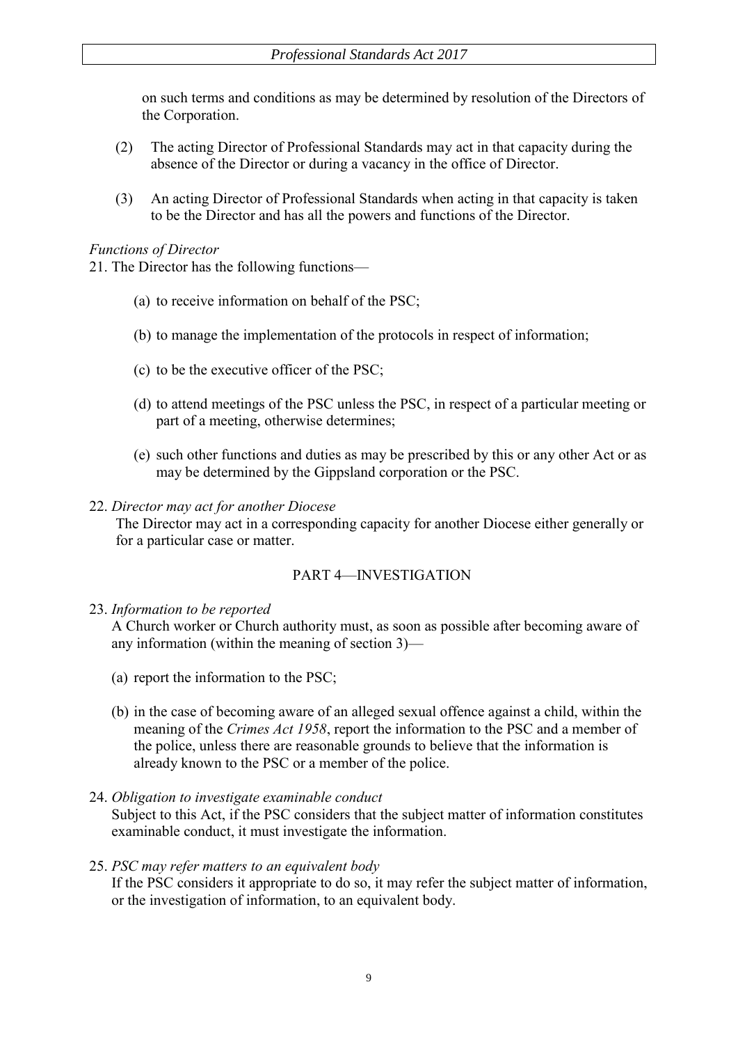on such terms and conditions as may be determined by resolution of the Directors of the Corporation.

(2) The acting Director of Professional Standards may act in that capacity during the absence of the Director or during a vacancy in the office of Director.

(3) An acting Director of Professional Standards when acting in that capacity is taken to be the Director and has all the powers and functions of the Director.

*Functions of Director*

21. The Director has the following functions—

(a) to receive information on behalf of the PSC;

(b) to manage the implementation of the protocols in respect of information;

(c) to be the executive officer of the PSC;

(d) to attend meetings of the PSC unless the PSC, in respect of a particular meeting or part of a meeting, otherwise determines;

(e) such other functions and duties as may be prescribed by this or any other Act or as may be determined by the Gippsland corporation or the PSC.

22. *Director may act for another Diocese*

The Director may act in a corresponding capacity for another Diocese either generally or for a particular case or matter.

## PART 4—INVESTIGATION

23. *Information to be reported*

A Church worker or Church authority must, as soon as possible after becoming aware of any information (within the meaning of section 3)—

(a) report the information to the PSC;

(b) in the case of becoming aware of an alleged sexual offence against a child, within the meaning of the *Crimes Act 1958*, report the information to the PSC and a member of the police, unless there are reasonable grounds to believe that the information is already known to the PSC or a member of the police.

24. *Obligation to investigate examinable conduct*

Subject to this Act, if the PSC considers that the subject matter of information constitutes examinable conduct, it must investigate the information.

25. *PSC may refer matters to an equivalent body*

If the PSC considers it appropriate to do so, it may refer the subject matter of information, or the investigation of information, to an equivalent body.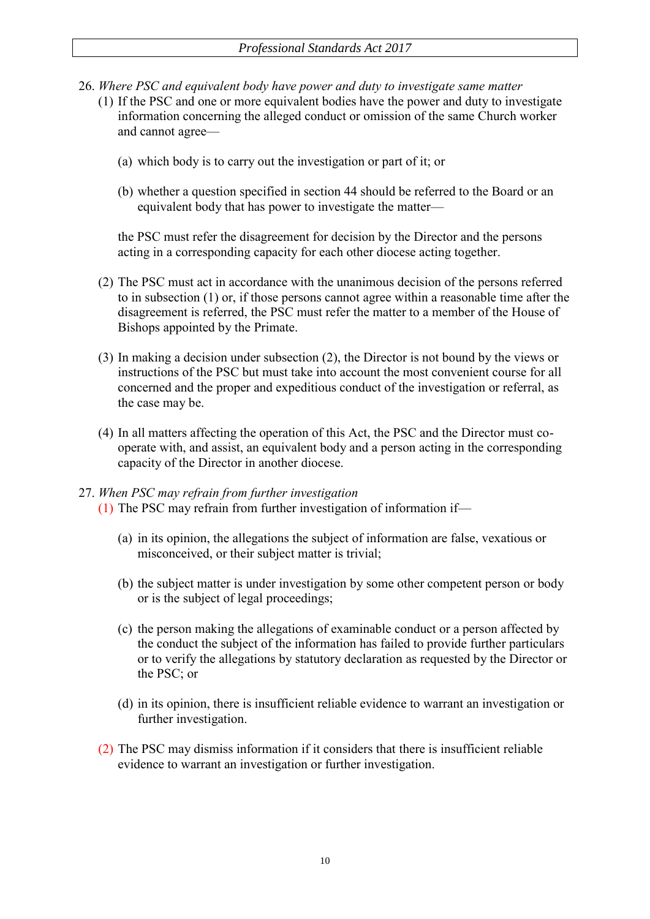26. *Where PSC and equivalent body have power and duty to investigate same matter*

    (1) If the PSC and one or more equivalent bodies have the power and duty to investigate information concerning the alleged conduct or omission of the same Church worker and cannot agree—

    (a) which body is to carry out the investigation or part of it; or

    (b) whether a question specified in section 44 should be referred to the Board or an equivalent body that has power to investigate the matter—

    the PSC must refer the disagreement for decision by the Director and the persons acting in a corresponding capacity for each other diocese acting together.

    (2) The PSC must act in accordance with the unanimous decision of the persons referred to in subsection (1) or, if those persons cannot agree within a reasonable time after the disagreement is referred, the PSC must refer the matter to a member of the House of Bishops appointed by the Primate.

    (3) In making a decision under subsection (2), the Director is not bound by the views or instructions of the PSC but must take into account the most convenient course for all concerned and the proper and expeditious conduct of the investigation or referral, as the case may be.

    (4) In all matters affecting the operation of this Act, the PSC and the Director must co-operate with, and assist, an equivalent body and a person acting in the corresponding capacity of the Director in another diocese.

27. *When PSC may refrain from further investigation*

    (1) The PSC may refrain from further investigation of information if—

    (a) in its opinion, the allegations the subject of information are false, vexatious or misconceived, or their subject matter is trivial;

    (b) the subject matter is under investigation by some other competent person or body or is the subject of legal proceedings;

    (c) the person making the allegations of examinable conduct or a person affected by the conduct the subject of the information has failed to provide further particulars or to verify the allegations by statutory declaration as requested by the Director or the PSC; or

    (d) in its opinion, there is insufficient reliable evidence to warrant an investigation or further investigation.

    (2) The PSC may dismiss information if it considers that there is insufficient reliable evidence to warrant an investigation or further investigation.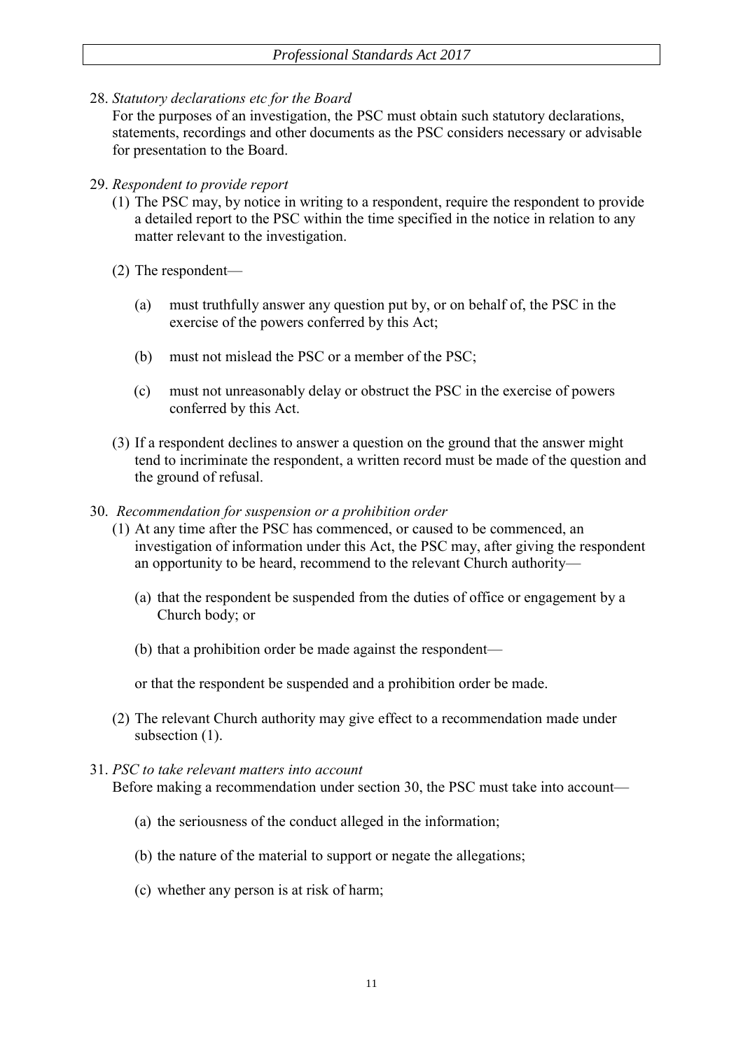28. *Statutory declarations etc for the Board*

For the purposes of an investigation, the PSC must obtain such statutory declarations, statements, recordings and other documents as the PSC considers necessary or advisable for presentation to the Board.

29. *Respondent to provide report*

(1) The PSC may, by notice in writing to a respondent, require the respondent to provide a detailed report to the PSC within the time specified in the notice in relation to any matter relevant to the investigation.

(2) The respondent—

(a) must truthfully answer any question put by, or on behalf of, the PSC in the exercise of the powers conferred by this Act;

(b) must not mislead the PSC or a member of the PSC;

(c) must not unreasonably delay or obstruct the PSC in the exercise of powers conferred by this Act.

(3) If a respondent declines to answer a question on the ground that the answer might tend to incriminate the respondent, a written record must be made of the question and the ground of refusal.

30. *Recommendation for suspension or a prohibition order*

(1) At any time after the PSC has commenced, or caused to be commenced, an investigation of information under this Act, the PSC may, after giving the respondent an opportunity to be heard, recommend to the relevant Church authority—

(a) that the respondent be suspended from the duties of office or engagement by a Church body; or

(b) that a prohibition order be made against the respondent—

or that the respondent be suspended and a prohibition order be made.

(2) The relevant Church authority may give effect to a recommendation made under subsection (1).

31. *PSC to take relevant matters into account*

Before making a recommendation under section 30, the PSC must take into account—

(a) the seriousness of the conduct alleged in the information;

(b) the nature of the material to support or negate the allegations;

(c) whether any person is at risk of harm;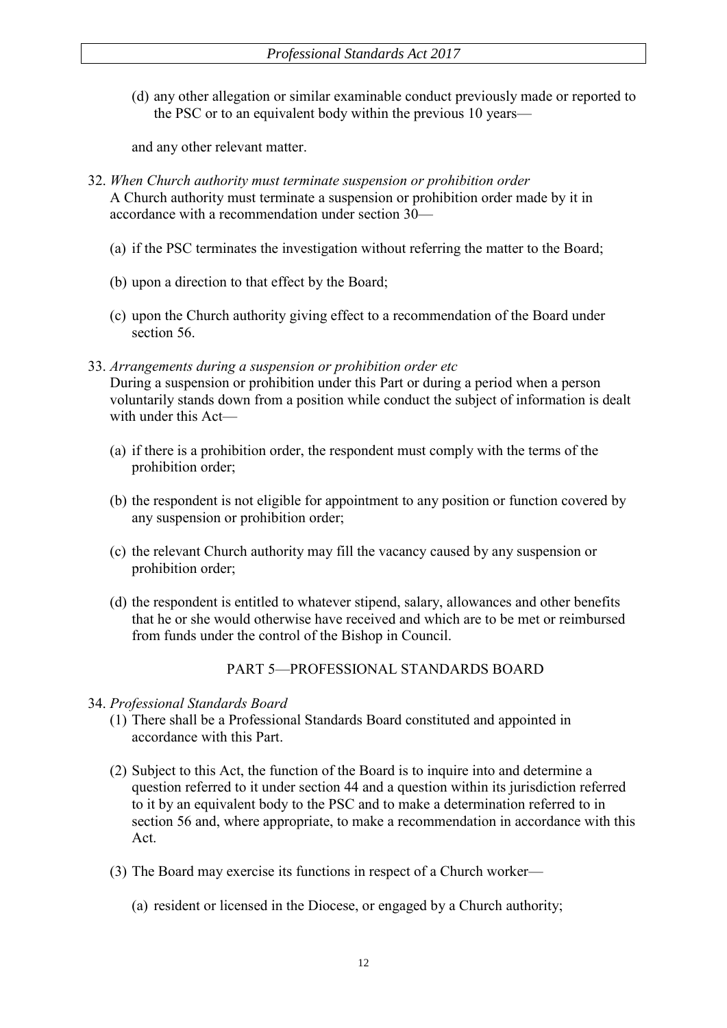(d) any other allegation or similar examinable conduct previously made or reported to the PSC or to an equivalent body within the previous 10 years—

and any other relevant matter.

32. *When Church authority must terminate suspension or prohibition order*
A Church authority must terminate a suspension or prohibition order made by it in accordance with a recommendation under section 30—

(a) if the PSC terminates the investigation without referring the matter to the Board;

(b) upon a direction to that effect by the Board;

(c) upon the Church authority giving effect to a recommendation of the Board under section 56.

33. *Arrangements during a suspension or prohibition order etc*
During a suspension or prohibition under this Part or during a period when a person voluntarily stands down from a position while conduct the subject of information is dealt with under this Act—

(a) if there is a prohibition order, the respondent must comply with the terms of the prohibition order;

(b) the respondent is not eligible for appointment to any position or function covered by any suspension or prohibition order;

(c) the relevant Church authority may fill the vacancy caused by any suspension or prohibition order;

(d) the respondent is entitled to whatever stipend, salary, allowances and other benefits that he or she would otherwise have received and which are to be met or reimbursed from funds under the control of the Bishop in Council.

## PART 5—PROFESSIONAL STANDARDS BOARD

34. *Professional Standards Board*

(1) There shall be a Professional Standards Board constituted and appointed in accordance with this Part.

(2) Subject to this Act, the function of the Board is to inquire into and determine a question referred to it under section 44 and a question within its jurisdiction referred to it by an equivalent body to the PSC and to make a determination referred to in section 56 and, where appropriate, to make a recommendation in accordance with this Act.

(3) The Board may exercise its functions in respect of a Church worker—

(a) resident or licensed in the Diocese, or engaged by a Church authority;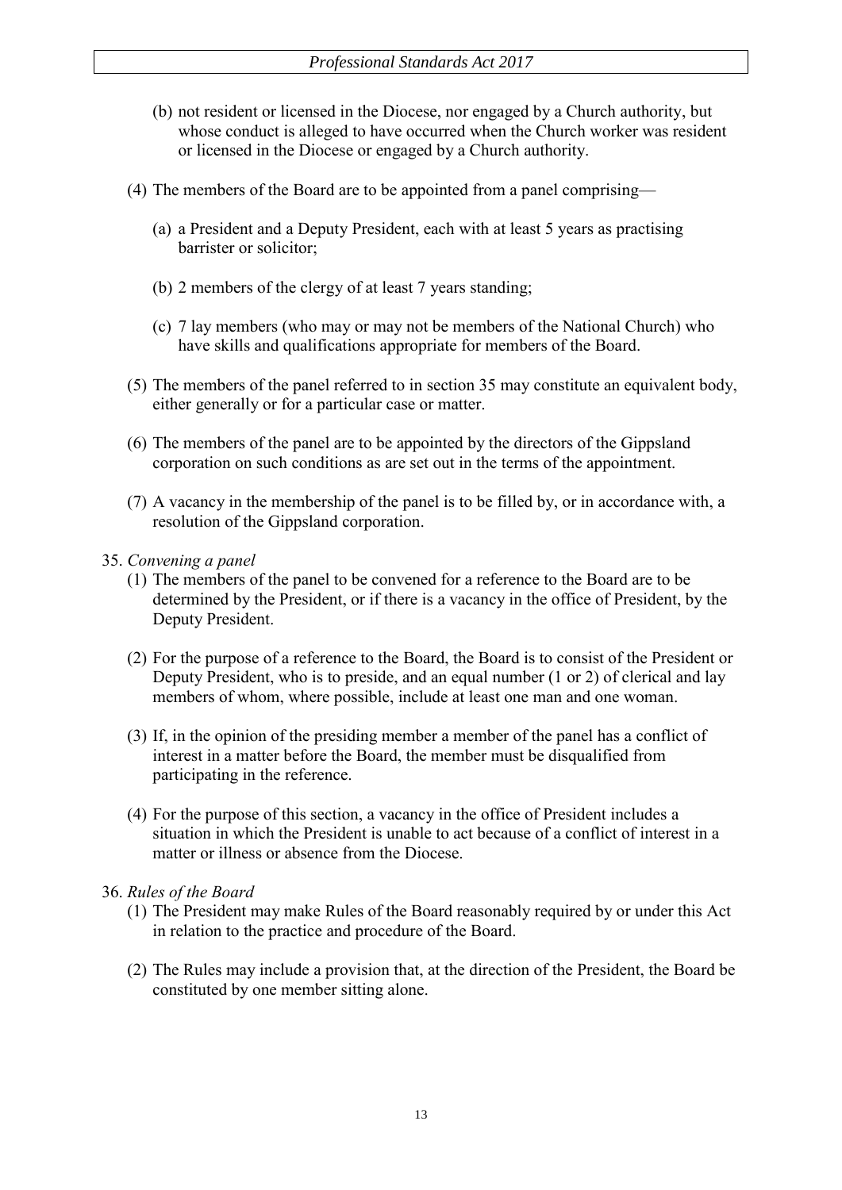(b) not resident or licensed in the Diocese, nor engaged by a Church authority, but whose conduct is alleged to have occurred when the Church worker was resident or licensed in the Diocese or engaged by a Church authority.

(4) The members of the Board are to be appointed from a panel comprising—

(a) a President and a Deputy President, each with at least 5 years as practising barrister or solicitor;

(b) 2 members of the clergy of at least 7 years standing;

(c) 7 lay members (who may or may not be members of the National Church) who have skills and qualifications appropriate for members of the Board.

(5) The members of the panel referred to in section 35 may constitute an equivalent body, either generally or for a particular case or matter.

(6) The members of the panel are to be appointed by the directors of the Gippsland corporation on such conditions as are set out in the terms of the appointment.

(7) A vacancy in the membership of the panel is to be filled by, or in accordance with, a resolution of the Gippsland corporation.

35. *Convening a panel*

(1) The members of the panel to be convened for a reference to the Board are to be determined by the President, or if there is a vacancy in the office of President, by the Deputy President.

(2) For the purpose of a reference to the Board, the Board is to consist of the President or Deputy President, who is to preside, and an equal number (1 or 2) of clerical and lay members of whom, where possible, include at least one man and one woman.

(3) If, in the opinion of the presiding member a member of the panel has a conflict of interest in a matter before the Board, the member must be disqualified from participating in the reference.

(4) For the purpose of this section, a vacancy in the office of President includes a situation in which the President is unable to act because of a conflict of interest in a matter or illness or absence from the Diocese.

36. *Rules of the Board*

(1) The President may make Rules of the Board reasonably required by or under this Act in relation to the practice and procedure of the Board.

(2) The Rules may include a provision that, at the direction of the President, the Board be constituted by one member sitting alone.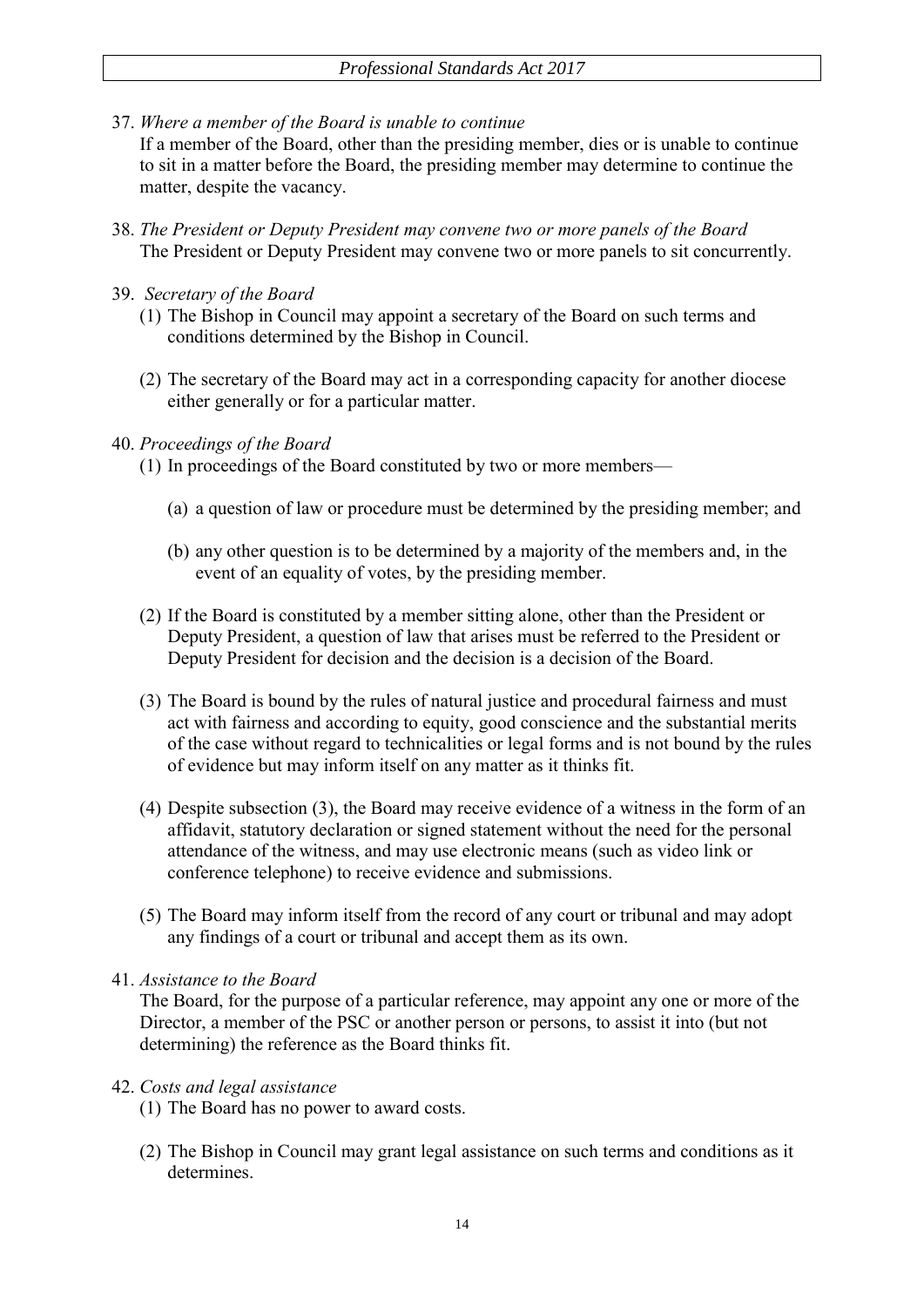37. *Where a member of the Board is unable to continue*

    If a member of the Board, other than the presiding member, dies or is unable to continue to sit in a matter before the Board, the presiding member may determine to continue the matter, despite the vacancy.

38. *The President or Deputy President may convene two or more panels of the Board*

    The President or Deputy President may convene two or more panels to sit concurrently.

39. *Secretary of the Board*

    (1) The Bishop in Council may appoint a secretary of the Board on such terms and conditions determined by the Bishop in Council.

    (2) The secretary of the Board may act in a corresponding capacity for another diocese either generally or for a particular matter.

40. *Proceedings of the Board*

    (1) In proceedings of the Board constituted by two or more members—

    (a) a question of law or procedure must be determined by the presiding member; and

    (b) any other question is to be determined by a majority of the members and, in the event of an equality of votes, by the presiding member.

    (2) If the Board is constituted by a member sitting alone, other than the President or Deputy President, a question of law that arises must be referred to the President or Deputy President for decision and the decision is a decision of the Board.

    (3) The Board is bound by the rules of natural justice and procedural fairness and must act with fairness and according to equity, good conscience and the substantial merits of the case without regard to technicalities or legal forms and is not bound by the rules of evidence but may inform itself on any matter as it thinks fit.

    (4) Despite subsection (3), the Board may receive evidence of a witness in the form of an affidavit, statutory declaration or signed statement without the need for the personal attendance of the witness, and may use electronic means (such as video link or conference telephone) to receive evidence and submissions.

    (5) The Board may inform itself from the record of any court or tribunal and may adopt any findings of a court or tribunal and accept them as its own.

41. *Assistance to the Board*

    The Board, for the purpose of a particular reference, may appoint any one or more of the Director, a member of the PSC or another person or persons, to assist it into (but not determining) the reference as the Board thinks fit.

42. *Costs and legal assistance*

    (1) The Board has no power to award costs.

    (2) The Bishop in Council may grant legal assistance on such terms and conditions as it determines.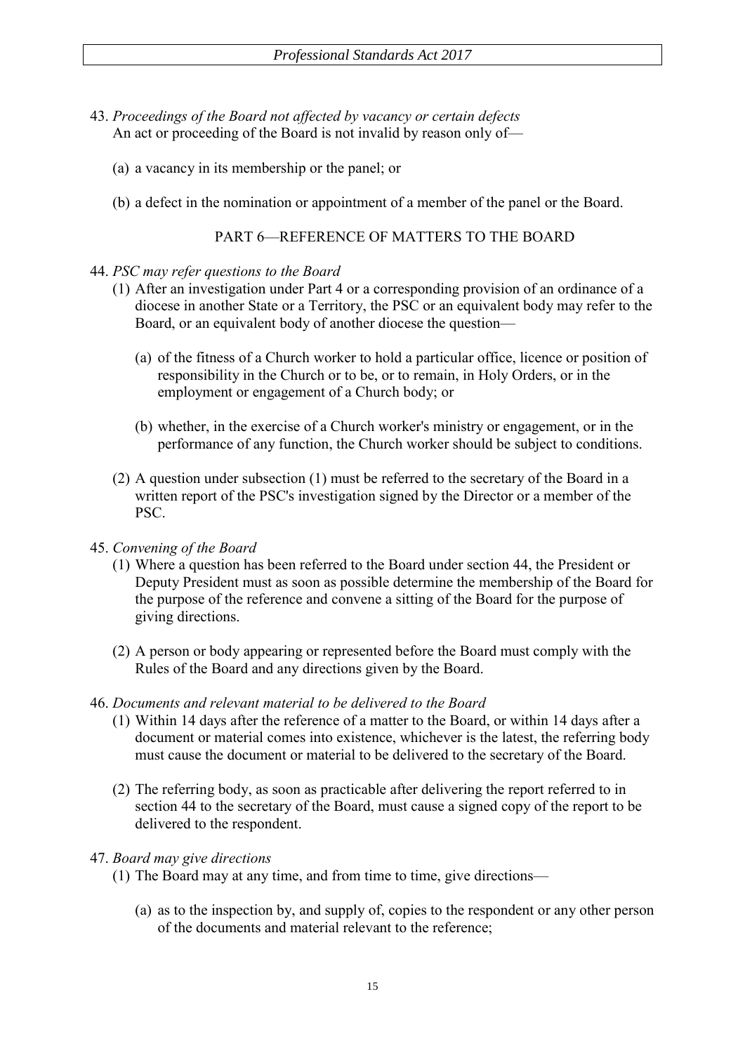43. *Proceedings of the Board not affected by vacancy or certain defects*
An act or proceeding of the Board is not invalid by reason only of—

   (a) a vacancy in its membership or the panel; or

   (b) a defect in the nomination or appointment of a member of the panel or the Board.

## PART 6—REFERENCE OF MATTERS TO THE BOARD

44. *PSC may refer questions to the Board*

   (1) After an investigation under Part 4 or a corresponding provision of an ordinance of a diocese in another State or a Territory, the PSC or an equivalent body may refer to the Board, or an equivalent body of another diocese the question—

      (a) of the fitness of a Church worker to hold a particular office, licence or position of responsibility in the Church or to be, or to remain, in Holy Orders, or in the employment or engagement of a Church body; or

      (b) whether, in the exercise of a Church worker's ministry or engagement, or in the performance of any function, the Church worker should be subject to conditions.

   (2) A question under subsection (1) must be referred to the secretary of the Board in a written report of the PSC's investigation signed by the Director or a member of the PSC.

45. *Convening of the Board*

   (1) Where a question has been referred to the Board under section 44, the President or Deputy President must as soon as possible determine the membership of the Board for the purpose of the reference and convene a sitting of the Board for the purpose of giving directions.

   (2) A person or body appearing or represented before the Board must comply with the Rules of the Board and any directions given by the Board.

46. *Documents and relevant material to be delivered to the Board*

   (1) Within 14 days after the reference of a matter to the Board, or within 14 days after a document or material comes into existence, whichever is the latest, the referring body must cause the document or material to be delivered to the secretary of the Board.

   (2) The referring body, as soon as practicable after delivering the report referred to in section 44 to the secretary of the Board, must cause a signed copy of the report to be delivered to the respondent.

47. *Board may give directions*

   (1) The Board may at any time, and from time to time, give directions—

      (a) as to the inspection by, and supply of, copies to the respondent or any other person of the documents and material relevant to the reference;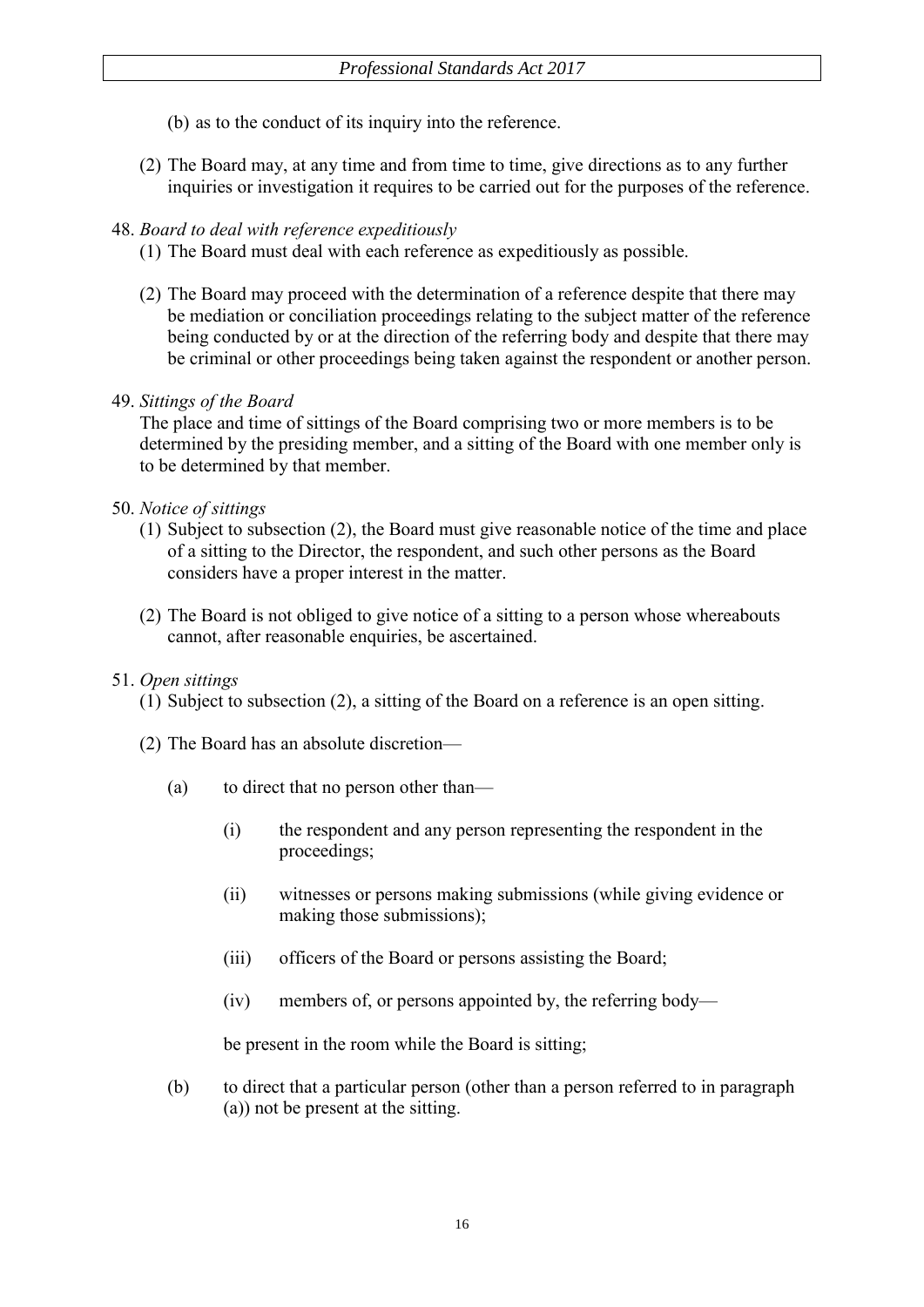(b) as to the conduct of its inquiry into the reference.

(2) The Board may, at any time and from time to time, give directions as to any further inquiries or investigation it requires to be carried out for the purposes of the reference.

48. *Board to deal with reference expeditiously*

(1) The Board must deal with each reference as expeditiously as possible.

(2) The Board may proceed with the determination of a reference despite that there may be mediation or conciliation proceedings relating to the subject matter of the reference being conducted by or at the direction of the referring body and despite that there may be criminal or other proceedings being taken against the respondent or another person.

49. *Sittings of the Board*

The place and time of sittings of the Board comprising two or more members is to be determined by the presiding member, and a sitting of the Board with one member only is to be determined by that member.

50. *Notice of sittings*

(1) Subject to subsection (2), the Board must give reasonable notice of the time and place of a sitting to the Director, the respondent, and such other persons as the Board considers have a proper interest in the matter.

(2) The Board is not obliged to give notice of a sitting to a person whose whereabouts cannot, after reasonable enquiries, be ascertained.

51. *Open sittings*

(1) Subject to subsection (2), a sitting of the Board on a reference is an open sitting.

(2) The Board has an absolute discretion—

(a) to direct that no person other than—

(i) the respondent and any person representing the respondent in the proceedings;

(ii) witnesses or persons making submissions (while giving evidence or making those submissions);

(iii) officers of the Board or persons assisting the Board;

(iv) members of, or persons appointed by, the referring body—

be present in the room while the Board is sitting;

(b) to direct that a particular person (other than a person referred to in paragraph (a)) not be present at the sitting.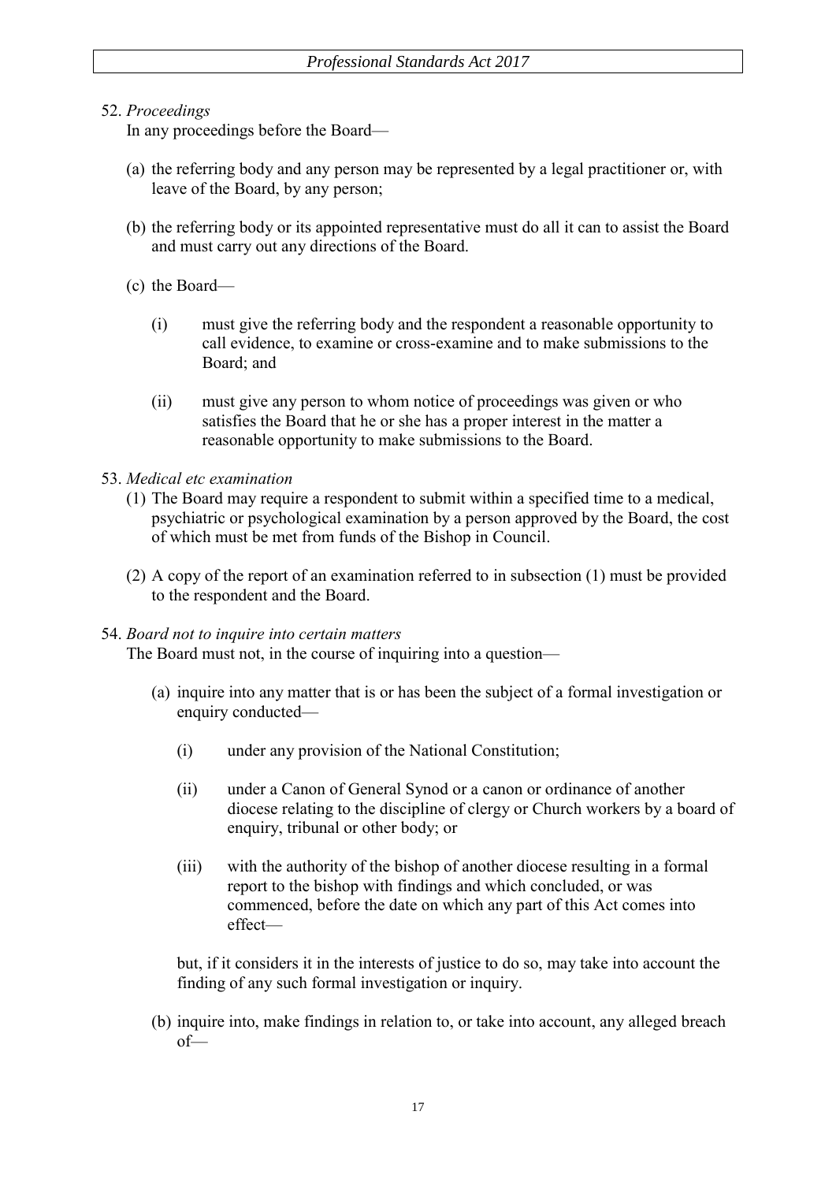52. *Proceedings*

In any proceedings before the Board—

(a) the referring body and any person may be represented by a legal practitioner or, with leave of the Board, by any person;

(b) the referring body or its appointed representative must do all it can to assist the Board and must carry out any directions of the Board.

(c) the Board—

(i) must give the referring body and the respondent a reasonable opportunity to call evidence, to examine or cross-examine and to make submissions to the Board; and

(ii) must give any person to whom notice of proceedings was given or who satisfies the Board that he or she has a proper interest in the matter a reasonable opportunity to make submissions to the Board.

53. *Medical etc examination*

(1) The Board may require a respondent to submit within a specified time to a medical, psychiatric or psychological examination by a person approved by the Board, the cost of which must be met from funds of the Bishop in Council.

(2) A copy of the report of an examination referred to in subsection (1) must be provided to the respondent and the Board.

54. *Board not to inquire into certain matters*

The Board must not, in the course of inquiring into a question—

(a) inquire into any matter that is or has been the subject of a formal investigation or enquiry conducted—

(i) under any provision of the National Constitution;

(ii) under a Canon of General Synod or a canon or ordinance of another diocese relating to the discipline of clergy or Church workers by a board of enquiry, tribunal or other body; or

(iii) with the authority of the bishop of another diocese resulting in a formal report to the bishop with findings and which concluded, or was commenced, before the date on which any part of this Act comes into effect—

but, if it considers it in the interests of justice to do so, may take into account the finding of any such formal investigation or inquiry.

(b) inquire into, make findings in relation to, or take into account, any alleged breach of—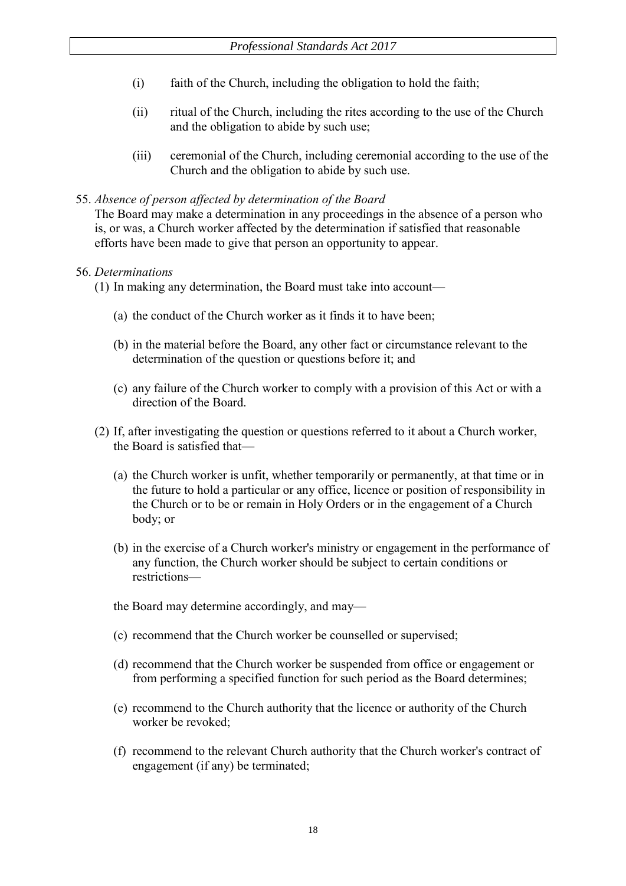- (i) faith of the Church, including the obligation to hold the faith;
- (ii) ritual of the Church, including the rites according to the use of the Church and the obligation to abide by such use;
- (iii) ceremonial of the Church, including ceremonial according to the use of the Church and the obligation to abide by such use.

55. *Absence of person affected by determination of the Board*

The Board may make a determination in any proceedings in the absence of a person who is, or was, a Church worker affected by the determination if satisfied that reasonable efforts have been made to give that person an opportunity to appear.

56. *Determinations*

(1) In making any determination, the Board must take into account—

- (a) the conduct of the Church worker as it finds it to have been;
- (b) in the material before the Board, any other fact or circumstance relevant to the determination of the question or questions before it; and
- (c) any failure of the Church worker to comply with a provision of this Act or with a direction of the Board.

(2) If, after investigating the question or questions referred to it about a Church worker, the Board is satisfied that—

- (a) the Church worker is unfit, whether temporarily or permanently, at that time or in the future to hold a particular or any office, licence or position of responsibility in the Church or to be or remain in Holy Orders or in the engagement of a Church body; or
- (b) in the exercise of a Church worker's ministry or engagement in the performance of any function, the Church worker should be subject to certain conditions or restrictions—

the Board may determine accordingly, and may—

- (c) recommend that the Church worker be counselled or supervised;
- (d) recommend that the Church worker be suspended from office or engagement or from performing a specified function for such period as the Board determines;
- (e) recommend to the Church authority that the licence or authority of the Church worker be revoked;
- (f) recommend to the relevant Church authority that the Church worker's contract of engagement (if any) be terminated;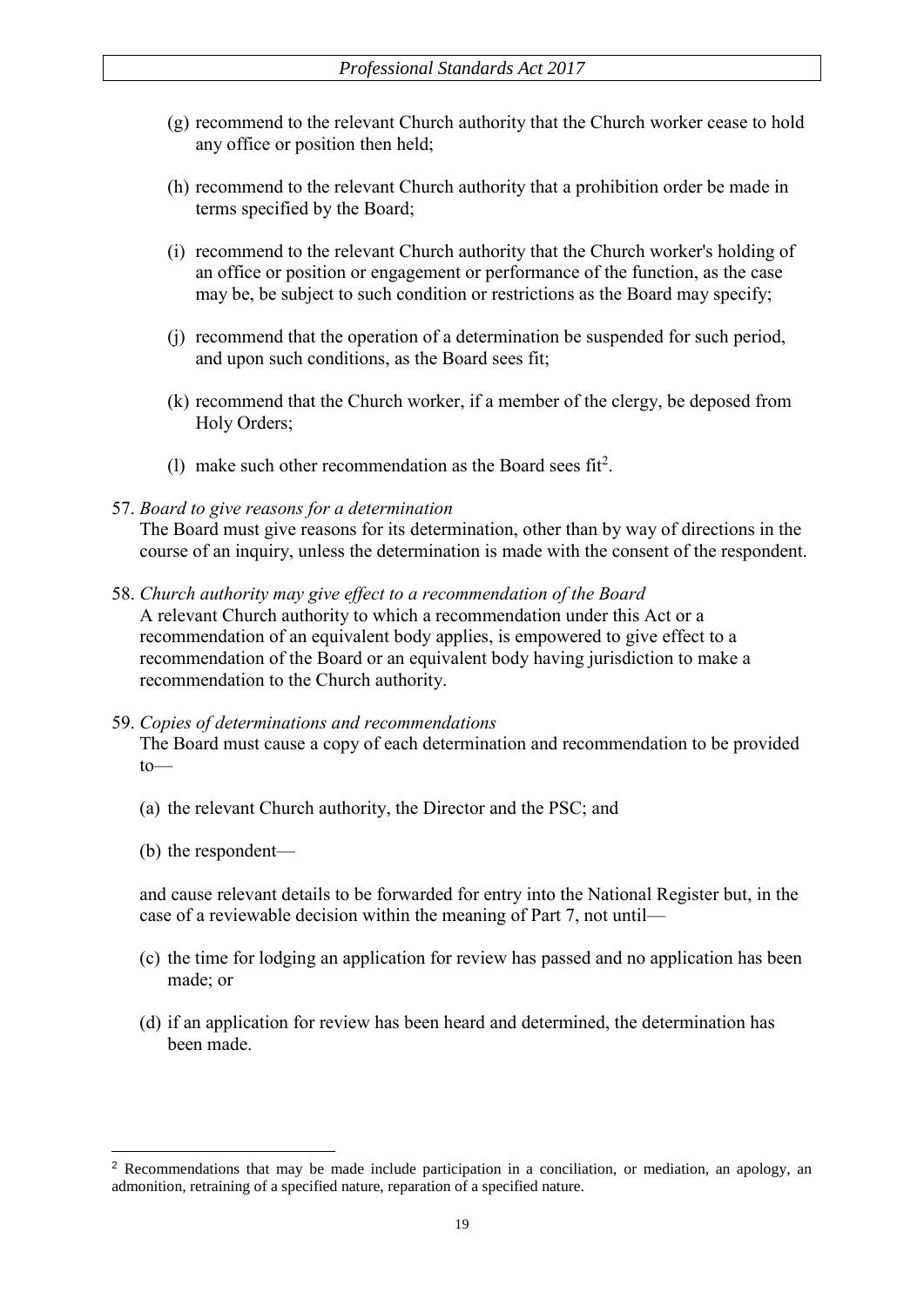(g) recommend to the relevant Church authority that the Church worker cease to hold any office or position then held;

(h) recommend to the relevant Church authority that a prohibition order be made in terms specified by the Board;

(i) recommend to the relevant Church authority that the Church worker's holding of an office or position or engagement or performance of the function, as the case may be, be subject to such condition or restrictions as the Board may specify;

(j) recommend that the operation of a determination be suspended for such period, and upon such conditions, as the Board sees fit;

(k) recommend that the Church worker, if a member of the clergy, be deposed from Holy Orders;

(l) make such other recommendation as the Board sees fit[2].

57. *Board to give reasons for a determination*
The Board must give reasons for its determination, other than by way of directions in the course of an inquiry, unless the determination is made with the consent of the respondent.

58. *Church authority may give effect to a recommendation of the Board*
A relevant Church authority to which a recommendation under this Act or a recommendation of an equivalent body applies, is empowered to give effect to a recommendation of the Board or an equivalent body having jurisdiction to make a recommendation to the Church authority.

59. *Copies of determinations and recommendations*
The Board must cause a copy of each determination and recommendation to be provided to—

(a) the relevant Church authority, the Director and the PSC; and

(b) the respondent—

and cause relevant details to be forwarded for entry into the National Register but, in the case of a reviewable decision within the meaning of Part 7, not until—

(c) the time for lodging an application for review has passed and no application has been made; or

(d) if an application for review has been heard and determined, the determination has been made.

---

[2] Recommendations that may be made include participation in a conciliation, or mediation, an apology, an admonition, retraining of a specified nature, reparation of a specified nature.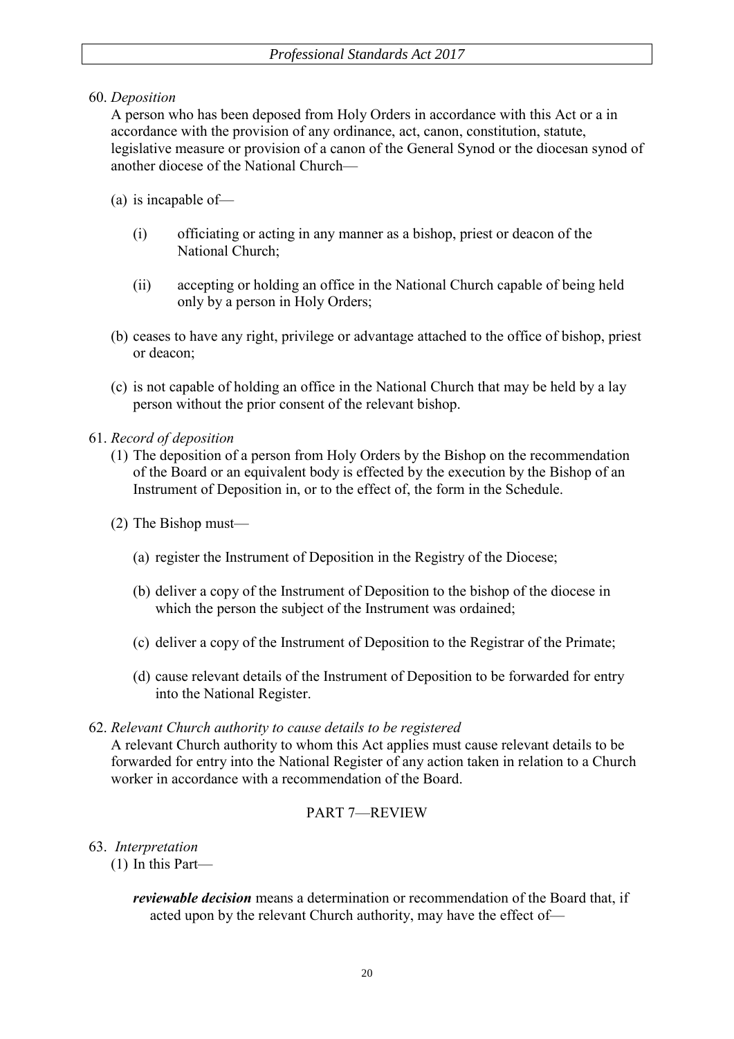60. *Deposition*

A person who has been deposed from Holy Orders in accordance with this Act or a in accordance with the provision of any ordinance, act, canon, constitution, statute, legislative measure or provision of a canon of the General Synod or the diocesan synod of another diocese of the National Church—

(a) is incapable of—

  (i) officiating or acting in any manner as a bishop, priest or deacon of the National Church;

  (ii) accepting or holding an office in the National Church capable of being held only by a person in Holy Orders;

(b) ceases to have any right, privilege or advantage attached to the office of bishop, priest or deacon;

(c) is not capable of holding an office in the National Church that may be held by a lay person without the prior consent of the relevant bishop.

61. *Record of deposition*

(1) The deposition of a person from Holy Orders by the Bishop on the recommendation of the Board or an equivalent body is effected by the execution by the Bishop of an Instrument of Deposition in, or to the effect of, the form in the Schedule.

(2) The Bishop must—

  (a) register the Instrument of Deposition in the Registry of the Diocese;

  (b) deliver a copy of the Instrument of Deposition to the bishop of the diocese in which the person the subject of the Instrument was ordained;

  (c) deliver a copy of the Instrument of Deposition to the Registrar of the Primate;

  (d) cause relevant details of the Instrument of Deposition to be forwarded for entry into the National Register.

62. *Relevant Church authority to cause details to be registered*

A relevant Church authority to whom this Act applies must cause relevant details to be forwarded for entry into the National Register of any action taken in relation to a Church worker in accordance with a recommendation of the Board.

PART 7—REVIEW

63. *Interpretation*

(1) In this Part—

***reviewable decision*** means a determination or recommendation of the Board that, if acted upon by the relevant Church authority, may have the effect of—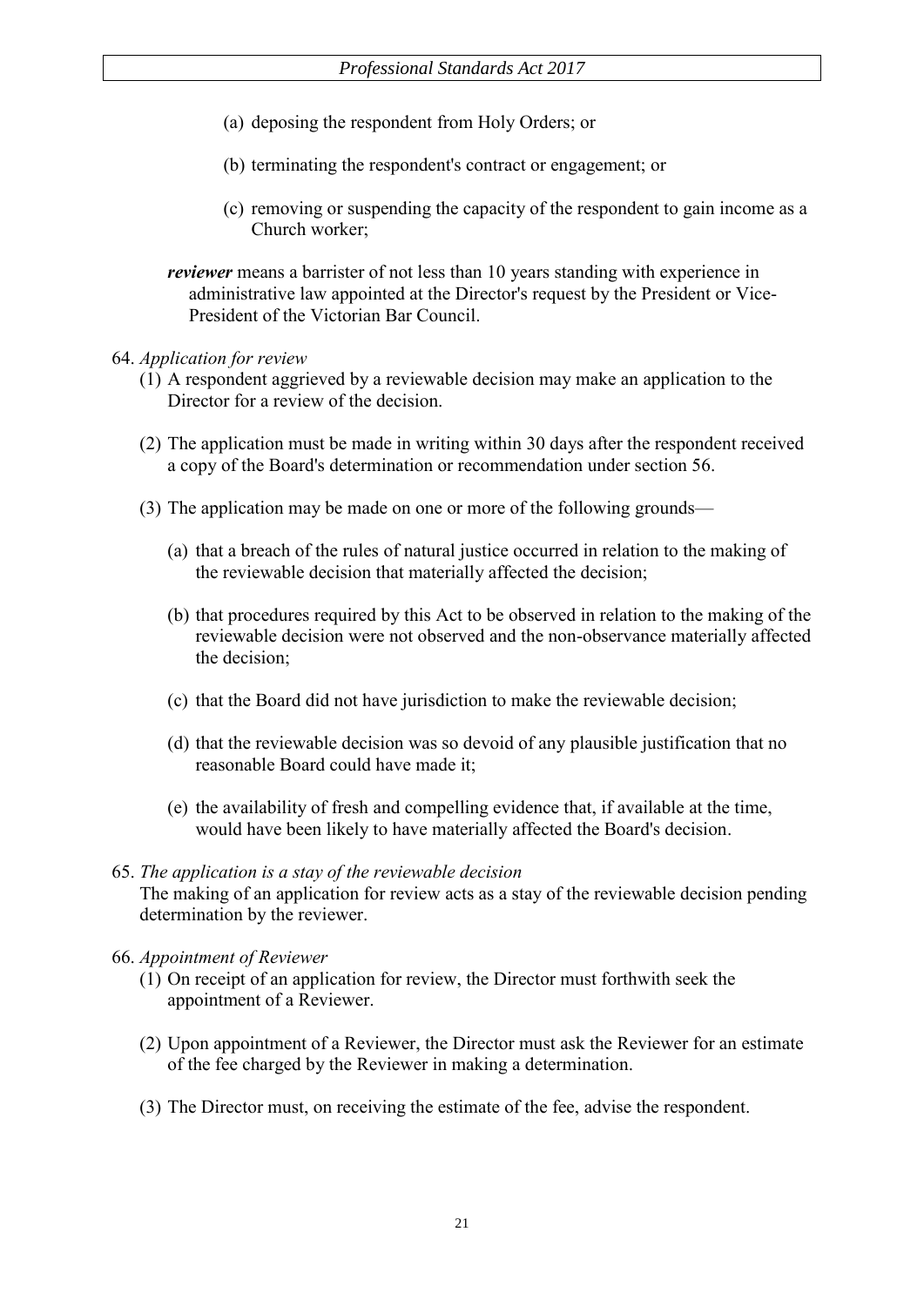(a) deposing the respondent from Holy Orders; or

(b) terminating the respondent's contract or engagement; or

(c) removing or suspending the capacity of the respondent to gain income as a Church worker;

***reviewer*** means a barrister of not less than 10 years standing with experience in administrative law appointed at the Director's request by the President or Vice-President of the Victorian Bar Council.

64. *Application for review*

(1) A respondent aggrieved by a reviewable decision may make an application to the Director for a review of the decision.

(2) The application must be made in writing within 30 days after the respondent received a copy of the Board's determination or recommendation under section 56.

(3) The application may be made on one or more of the following grounds—

(a) that a breach of the rules of natural justice occurred in relation to the making of the reviewable decision that materially affected the decision;

(b) that procedures required by this Act to be observed in relation to the making of the reviewable decision were not observed and the non-observance materially affected the decision;

(c) that the Board did not have jurisdiction to make the reviewable decision;

(d) that the reviewable decision was so devoid of any plausible justification that no reasonable Board could have made it;

(e) the availability of fresh and compelling evidence that, if available at the time, would have been likely to have materially affected the Board's decision.

65. *The application is a stay of the reviewable decision*

The making of an application for review acts as a stay of the reviewable decision pending determination by the reviewer.

66. *Appointment of Reviewer*

(1) On receipt of an application for review, the Director must forthwith seek the appointment of a Reviewer.

(2) Upon appointment of a Reviewer, the Director must ask the Reviewer for an estimate of the fee charged by the Reviewer in making a determination.

(3) The Director must, on receiving the estimate of the fee, advise the respondent.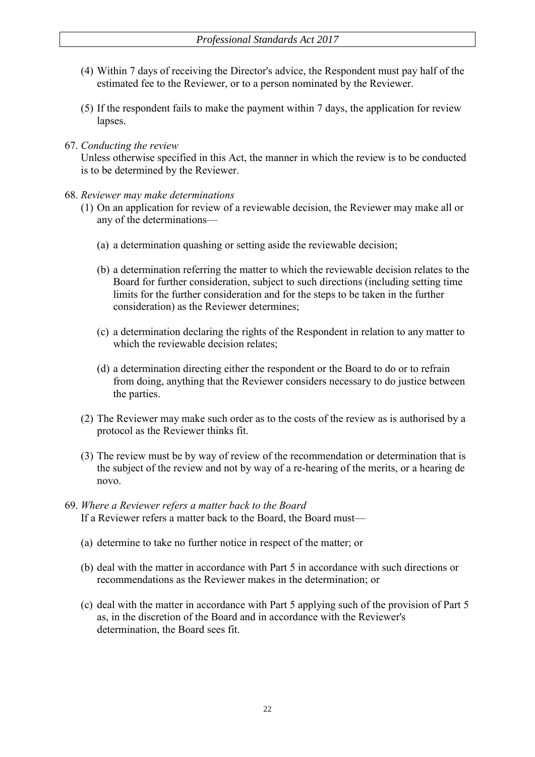(4) Within 7 days of receiving the Director's advice, the Respondent must pay half of the estimated fee to the Reviewer, or to a person nominated by the Reviewer.

(5) If the respondent fails to make the payment within 7 days, the application for review lapses.

67. *Conducting the review*

Unless otherwise specified in this Act, the manner in which the review is to be conducted is to be determined by the Reviewer.

68. *Reviewer may make determinations*

(1) On an application for review of a reviewable decision, the Reviewer may make all or any of the determinations—

(a) a determination quashing or setting aside the reviewable decision;

(b) a determination referring the matter to which the reviewable decision relates to the Board for further consideration, subject to such directions (including setting time limits for the further consideration and for the steps to be taken in the further consideration) as the Reviewer determines;

(c) a determination declaring the rights of the Respondent in relation to any matter to which the reviewable decision relates;

(d) a determination directing either the respondent or the Board to do or to refrain from doing, anything that the Reviewer considers necessary to do justice between the parties.

(2) The Reviewer may make such order as to the costs of the review as is authorised by a protocol as the Reviewer thinks fit.

(3) The review must be by way of review of the recommendation or determination that is the subject of the review and not by way of a re-hearing of the merits, or a hearing de novo.

69. *Where a Reviewer refers a matter back to the Board*

If a Reviewer refers a matter back to the Board, the Board must—

(a) determine to take no further notice in respect of the matter; or

(b) deal with the matter in accordance with Part 5 in accordance with such directions or recommendations as the Reviewer makes in the determination; or

(c) deal with the matter in accordance with Part 5 applying such of the provision of Part 5 as, in the discretion of the Board and in accordance with the Reviewer's determination, the Board sees fit.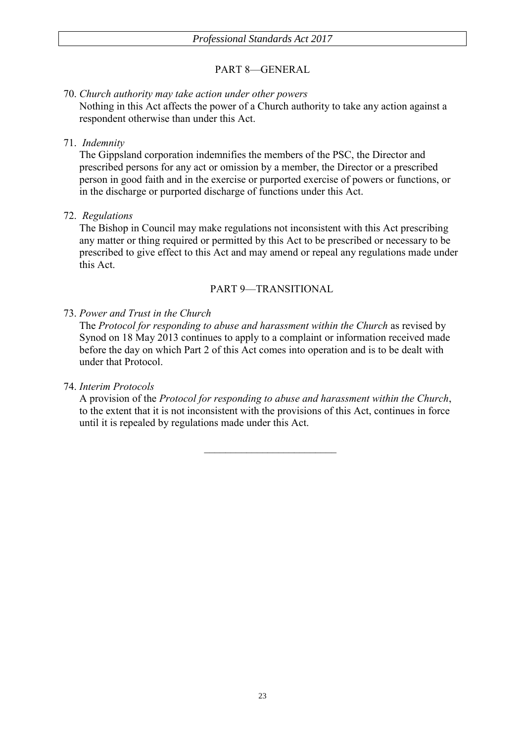## PART 8—GENERAL

70. *Church authority may take action under other powers*

Nothing in this Act affects the power of a Church authority to take any action against a respondent otherwise than under this Act.

71. *Indemnity*

The Gippsland corporation indemnifies the members of the PSC, the Director and prescribed persons for any act or omission by a member, the Director or a prescribed person in good faith and in the exercise or purported exercise of powers or functions, or in the discharge or purported discharge of functions under this Act.

72. *Regulations*

The Bishop in Council may make regulations not inconsistent with this Act prescribing any matter or thing required or permitted by this Act to be prescribed or necessary to be prescribed to give effect to this Act and may amend or repeal any regulations made under this Act.

## PART 9—TRANSITIONAL

73. *Power and Trust in the Church*

The *Protocol for responding to abuse and harassment within the Church* as revised by Synod on 18 May 2013 continues to apply to a complaint or information received made before the day on which Part 2 of this Act comes into operation and is to be dealt with under that Protocol.

74. *Interim Protocols*

A provision of the *Protocol for responding to abuse and harassment within the Church*, to the extent that it is not inconsistent with the provisions of this Act, continues in force until it is repealed by regulations made under this Act.

---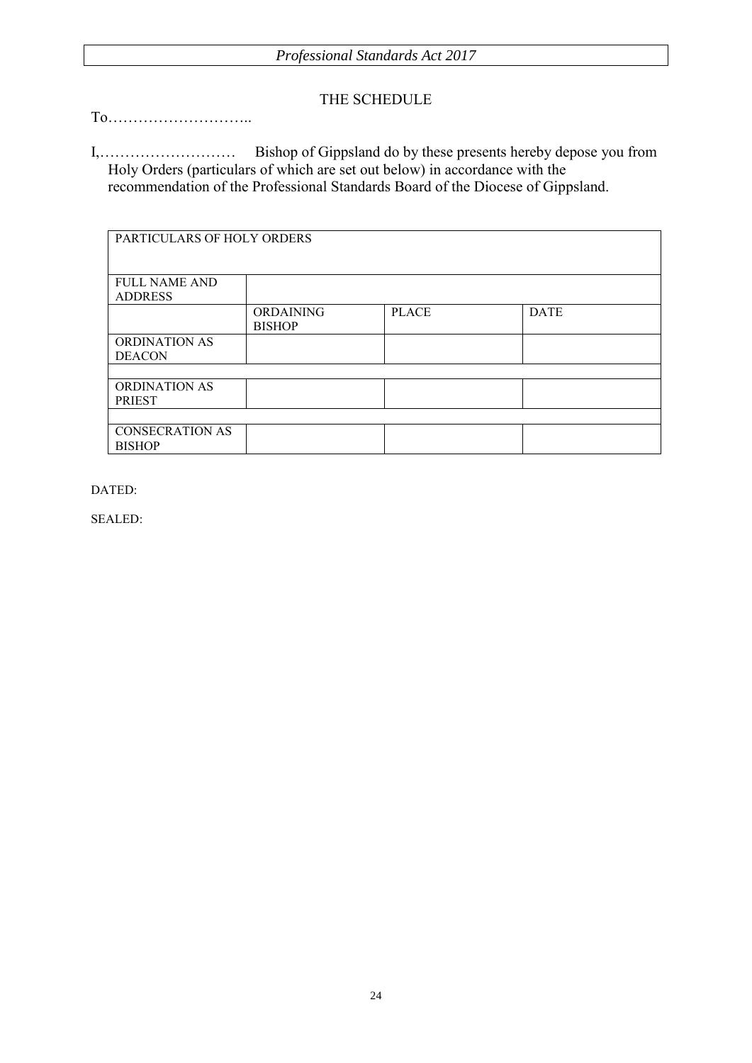## THE SCHEDULE

To………………………..

I,……………………… Bishop of Gippsland do by these presents hereby depose you from Holy Orders (particulars of which are set out below) in accordance with the recommendation of the Professional Standards Board of the Diocese of Gippsland.

| PARTICULARS OF HOLY ORDERS | | | |
|---|---|---|---|
| FULL NAME AND ADDRESS | | | |
| | ORDAINING BISHOP | PLACE | DATE |
| ORDINATION AS DEACON | | | |
| | | | |
| ORDINATION AS PRIEST | | | |
| | | | |
| CONSECRATION AS BISHOP | | | |

DATED:

SEALED: